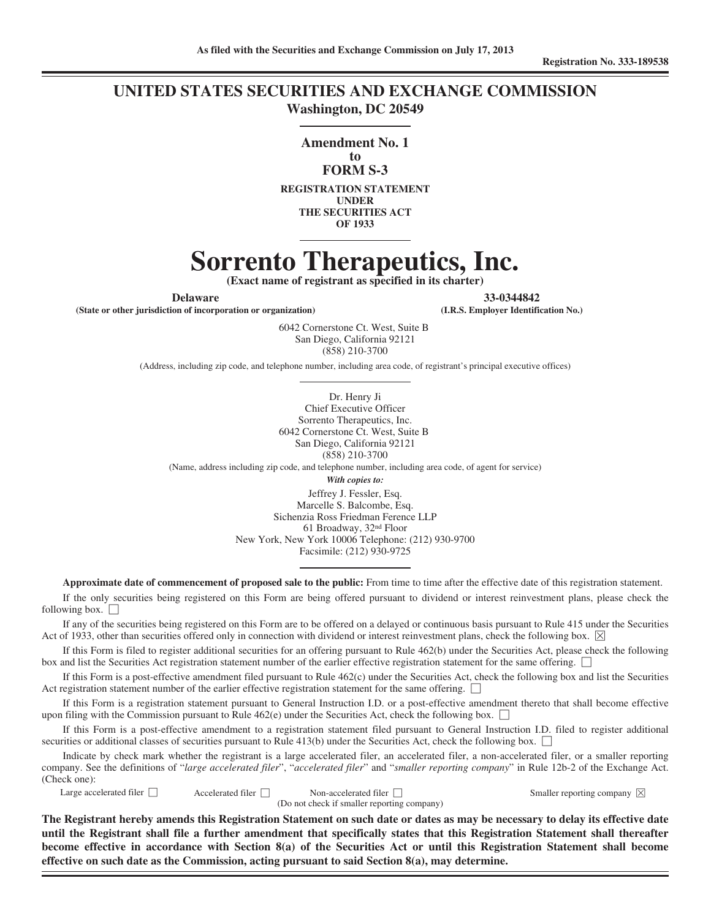As filed with the Securities and Exchange Commission on July 17, 2013

Registration No. 333-189538

# UNITED STATES SECURITIES AND EXCHANGE COMMISSION

**Washington, DC 20549**

**Amendment No. 1**
**to**
**FORM S-3**

**REGISTRATION STATEMENT**
**UNDER**
**THE SECURITIES ACT**
**OF 1933**

# Sorrento Therapeutics, Inc.

**(Exact name of registrant as specified in its charter)**

| **Delaware** | **33-0344842** |
|---|---|
| **(State or other jurisdiction of incorporation or organization)** | **(I.R.S. Employer Identification No.)** |

6042 Cornerstone Ct. West, Suite B
San Diego, California 92121
(858) 210-3700

(Address, including zip code, and telephone number, including area code, of registrant's principal executive offices)

Dr. Henry Ji
Chief Executive Officer
Sorrento Therapeutics, Inc.
6042 Cornerstone Ct. West, Suite B
San Diego, California 92121
(858) 210-3700

(Name, address including zip code, and telephone number, including area code, of agent for service)

***With copies to:***

Jeffrey J. Fessler, Esq.
Marcelle S. Balcombe, Esq.
Sichenzia Ross Friedman Ference LLP
61 Broadway, 32nd Floor
New York, New York 10006 Telephone: (212) 930-9700
Facsimile: (212) 930-9725

**Approximate date of commencement of proposed sale to the public:** From time to time after the effective date of this registration statement.

If the only securities being registered on this Form are being offered pursuant to dividend or interest reinvestment plans, please check the following box. ☐

If any of the securities being registered on this Form are to be offered on a delayed or continuous basis pursuant to Rule 415 under the Securities Act of 1933, other than securities offered only in connection with dividend or interest reinvestment plans, check the following box. ☒

If this Form is filed to register additional securities for an offering pursuant to Rule 462(b) under the Securities Act, please check the following box and list the Securities Act registration statement number of the earlier effective registration statement for the same offering. ☐

If this Form is a post-effective amendment filed pursuant to Rule 462(c) under the Securities Act, check the following box and list the Securities Act registration statement number of the earlier effective registration statement for the same offering. ☐

If this Form is a registration statement pursuant to General Instruction I.D. or a post-effective amendment thereto that shall become effective upon filing with the Commission pursuant to Rule 462(e) under the Securities Act, check the following box. ☐

If this Form is a post-effective amendment to a registration statement filed pursuant to General Instruction I.D. filed to register additional securities or additional classes of securities pursuant to Rule 413(b) under the Securities Act, check the following box. ☐

Indicate by check mark whether the registrant is a large accelerated filer, an accelerated filer, a non-accelerated filer, or a smaller reporting company. See the definitions of "*large accelerated filer*", "*accelerated filer*" and "*smaller reporting company*" in Rule 12b-2 of the Exchange Act. (Check one):

| Large accelerated filer ☐ | Accelerated filer ☐ | Non-accelerated filer ☐ (Do not check if smaller reporting company) | Smaller reporting company ☒ |
|---|---|---|---|

**The Registrant hereby amends this Registration Statement on such date or dates as may be necessary to delay its effective date until the Registrant shall file a further amendment that specifically states that this Registration Statement shall thereafter become effective in accordance with Section 8(a) of the Securities Act or until this Registration Statement shall become effective on such date as the Commission, acting pursuant to said Section 8(a), may determine.**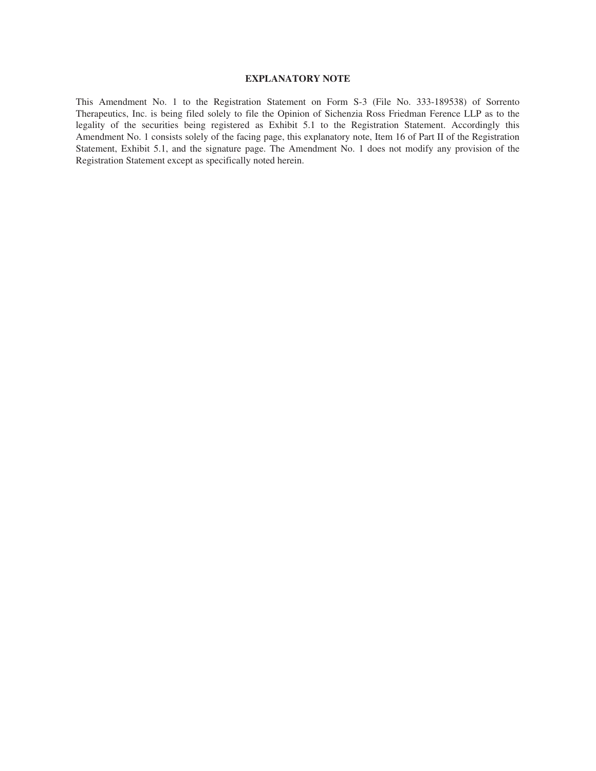## EXPLANATORY NOTE

This Amendment No. 1 to the Registration Statement on Form S-3 (File No. 333-189538) of Sorrento Therapeutics, Inc. is being filed solely to file the Opinion of Sichenzia Ross Friedman Ference LLP as to the legality of the securities being registered as Exhibit 5.1 to the Registration Statement. Accordingly this Amendment No. 1 consists solely of the facing page, this explanatory note, Item 16 of Part II of the Registration Statement, Exhibit 5.1, and the signature page. The Amendment No. 1 does not modify any provision of the Registration Statement except as specifically noted herein.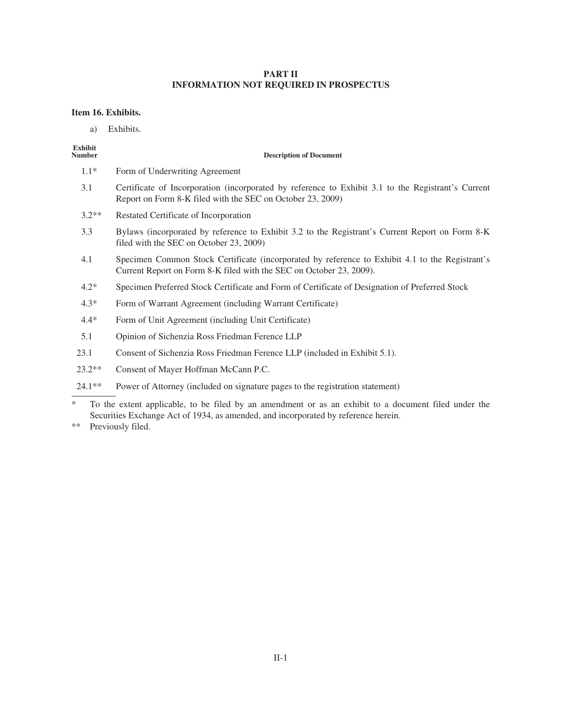# PART II
# INFORMATION NOT REQUIRED IN PROSPECTUS

### Item 16. Exhibits.

a) Exhibits.

| Exhibit Number | Description of Document |
|---|---|
| 1.1* | Form of Underwriting Agreement |
| 3.1 | Certificate of Incorporation (incorporated by reference to Exhibit 3.1 to the Registrant's Current Report on Form 8-K filed with the SEC on October 23, 2009) |
| 3.2** | Restated Certificate of Incorporation |
| 3.3 | Bylaws (incorporated by reference to Exhibit 3.2 to the Registrant's Current Report on Form 8-K filed with the SEC on October 23, 2009) |
| 4.1 | Specimen Common Stock Certificate (incorporated by reference to Exhibit 4.1 to the Registrant's Current Report on Form 8-K filed with the SEC on October 23, 2009). |
| 4.2* | Specimen Preferred Stock Certificate and Form of Certificate of Designation of Preferred Stock |
| 4.3* | Form of Warrant Agreement (including Warrant Certificate) |
| 4.4* | Form of Unit Agreement (including Unit Certificate) |
| 5.1 | Opinion of Sichenzia Ross Friedman Ference LLP |
| 23.1 | Consent of Sichenzia Ross Friedman Ference LLP (included in Exhibit 5.1). |
| 23.2** | Consent of Mayer Hoffman McCann P.C. |
| 24.1** | Power of Attorney (included on signature pages to the registration statement) |

\* To the extent applicable, to be filed by an amendment or as an exhibit to a document filed under the Securities Exchange Act of 1934, as amended, and incorporated by reference herein.

** Previously filed.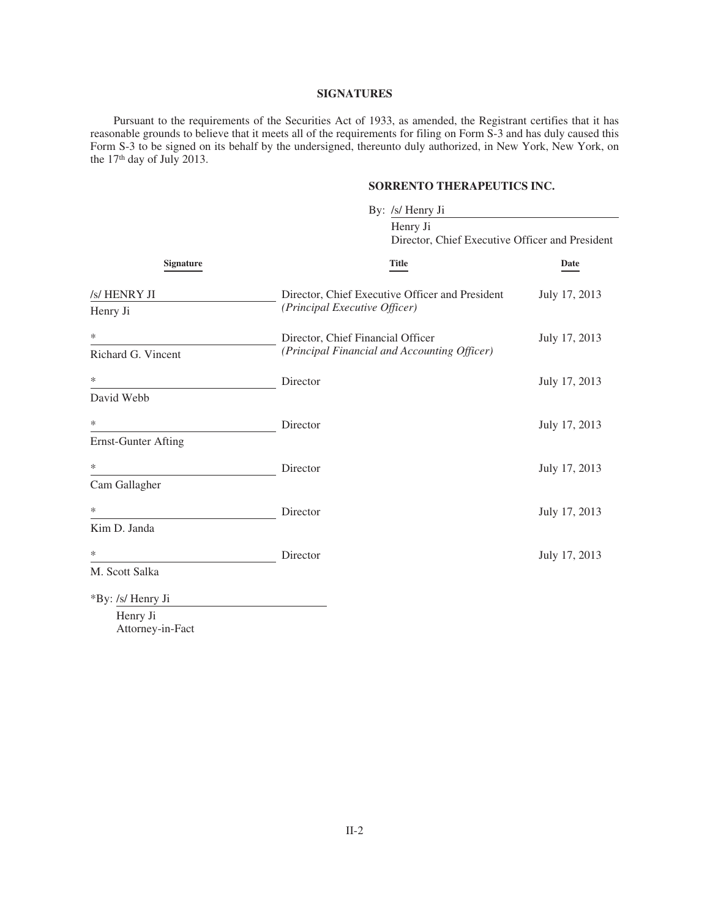## SIGNATURES

Pursuant to the requirements of the Securities Act of 1933, as amended, the Registrant certifies that it has reasonable grounds to believe that it meets all of the requirements for filing on Form S-3 and has duly caused this Form S-3 to be signed on its behalf by the undersigned, thereunto duly authorized, in New York, New York, on the 17th day of July 2013.

**SORRENTO THERAPEUTICS INC.**

By: /s/ Henry Ji
Henry Ji
Director, Chief Executive Officer and President

| Signature | Title | Date |
|---|---|---|
| /s/ HENRY JI<br>Henry Ji | Director, Chief Executive Officer and President<br>*(Principal Executive Officer)* | July 17, 2013 |
| *<br>Richard G. Vincent | Director, Chief Financial Officer<br>*(Principal Financial and Accounting Officer)* | July 17, 2013 |
| *<br>David Webb | Director | July 17, 2013 |
| *<br>Ernst-Gunter Afting | Director | July 17, 2013 |
| *<br>Cam Gallagher | Director | July 17, 2013 |
| *<br>Kim D. Janda | Director | July 17, 2013 |
| *<br>M. Scott Salka | Director | July 17, 2013 |

*By: /s/ Henry Ji
Henry Ji
Attorney-in-Fact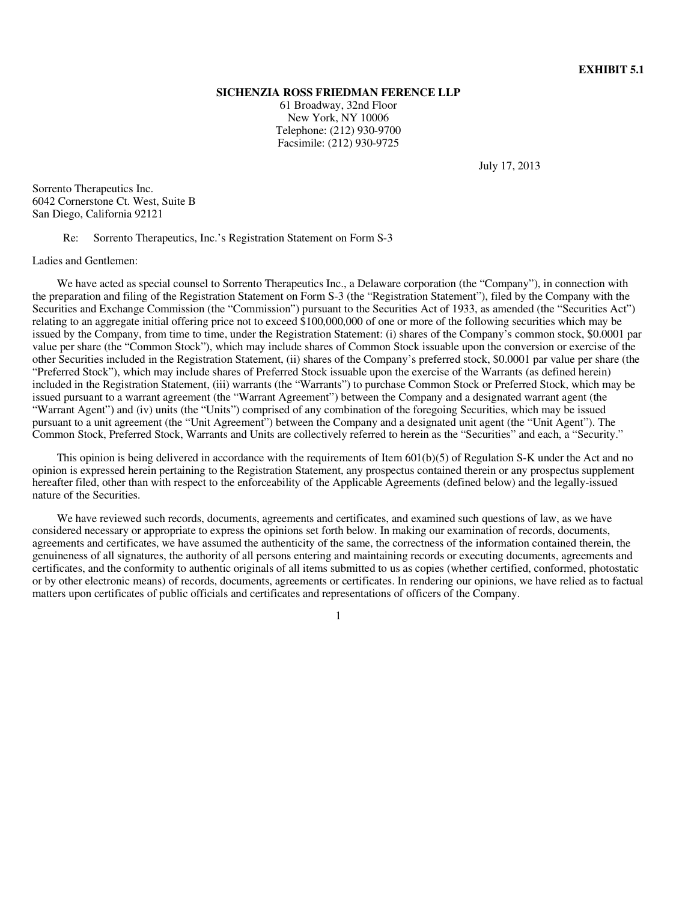**EXHIBIT 5.1**

**SICHENZIA ROSS FRIEDMAN FERENCE LLP**
61 Broadway, 32nd Floor
New York, NY 10006
Telephone: (212) 930-9700
Facsimile: (212) 930-9725

July 17, 2013

Sorrento Therapeutics Inc.
6042 Cornerstone Ct. West, Suite B
San Diego, California 92121

Re: Sorrento Therapeutics, Inc.'s Registration Statement on Form S-3

Ladies and Gentlemen:

We have acted as special counsel to Sorrento Therapeutics Inc., a Delaware corporation (the "Company"), in connection with the preparation and filing of the Registration Statement on Form S-3 (the "Registration Statement"), filed by the Company with the Securities and Exchange Commission (the "Commission") pursuant to the Securities Act of 1933, as amended (the "Securities Act") relating to an aggregate initial offering price not to exceed $100,000,000 of one or more of the following securities which may be issued by the Company, from time to time, under the Registration Statement: (i) shares of the Company's common stock, $0.0001 par value per share (the "Common Stock"), which may include shares of Common Stock issuable upon the conversion or exercise of the other Securities included in the Registration Statement, (ii) shares of the Company's preferred stock, $0.0001 par value per share (the "Preferred Stock"), which may include shares of Preferred Stock issuable upon the exercise of the Warrants (as defined herein) included in the Registration Statement, (iii) warrants (the "Warrants") to purchase Common Stock or Preferred Stock, which may be issued pursuant to a warrant agreement (the "Warrant Agreement") between the Company and a designated warrant agent (the "Warrant Agent") and (iv) units (the "Units") comprised of any combination of the foregoing Securities, which may be issued pursuant to a unit agreement (the "Unit Agreement") between the Company and a designated unit agent (the "Unit Agent"). The Common Stock, Preferred Stock, Warrants and Units are collectively referred to herein as the "Securities" and each, a "Security."

This opinion is being delivered in accordance with the requirements of Item 601(b)(5) of Regulation S-K under the Act and no opinion is expressed herein pertaining to the Registration Statement, any prospectus contained therein or any prospectus supplement hereafter filed, other than with respect to the enforceability of the Applicable Agreements (defined below) and the legally-issued nature of the Securities.

We have reviewed such records, documents, agreements and certificates, and examined such questions of law, as we have considered necessary or appropriate to express the opinions set forth below. In making our examination of records, documents, agreements and certificates, we have assumed the authenticity of the same, the correctness of the information contained therein, the genuineness of all signatures, the authority of all persons entering and maintaining records or executing documents, agreements and certificates, and the conformity to authentic originals of all items submitted to us as copies (whether certified, conformed, photostatic or by other electronic means) of records, documents, agreements or certificates. In rendering our opinions, we have relied as to factual matters upon certificates of public officials and certificates and representations of officers of the Company.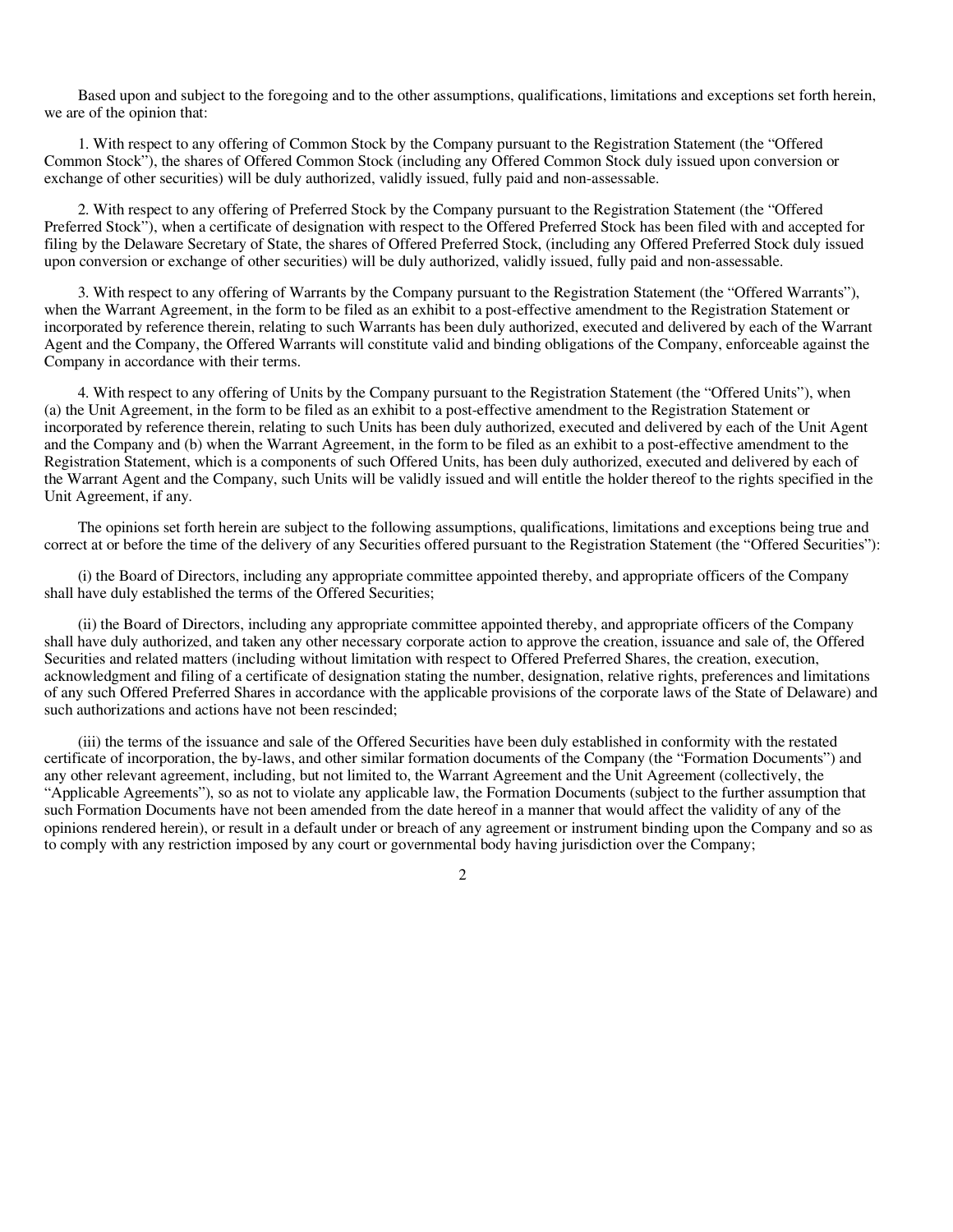Based upon and subject to the foregoing and to the other assumptions, qualifications, limitations and exceptions set forth herein, we are of the opinion that:

1. With respect to any offering of Common Stock by the Company pursuant to the Registration Statement (the "Offered Common Stock"), the shares of Offered Common Stock (including any Offered Common Stock duly issued upon conversion or exchange of other securities) will be duly authorized, validly issued, fully paid and non-assessable.

2. With respect to any offering of Preferred Stock by the Company pursuant to the Registration Statement (the "Offered Preferred Stock"), when a certificate of designation with respect to the Offered Preferred Stock has been filed with and accepted for filing by the Delaware Secretary of State, the shares of Offered Preferred Stock, (including any Offered Preferred Stock duly issued upon conversion or exchange of other securities) will be duly authorized, validly issued, fully paid and non-assessable.

3. With respect to any offering of Warrants by the Company pursuant to the Registration Statement (the "Offered Warrants"), when the Warrant Agreement, in the form to be filed as an exhibit to a post-effective amendment to the Registration Statement or incorporated by reference therein, relating to such Warrants has been duly authorized, executed and delivered by each of the Warrant Agent and the Company, the Offered Warrants will constitute valid and binding obligations of the Company, enforceable against the Company in accordance with their terms.

4. With respect to any offering of Units by the Company pursuant to the Registration Statement (the "Offered Units"), when (a) the Unit Agreement, in the form to be filed as an exhibit to a post-effective amendment to the Registration Statement or incorporated by reference therein, relating to such Units has been duly authorized, executed and delivered by each of the Unit Agent and the Company and (b) when the Warrant Agreement, in the form to be filed as an exhibit to a post-effective amendment to the Registration Statement, which is a components of such Offered Units, has been duly authorized, executed and delivered by each of the Warrant Agent and the Company, such Units will be validly issued and will entitle the holder thereof to the rights specified in the Unit Agreement, if any.

The opinions set forth herein are subject to the following assumptions, qualifications, limitations and exceptions being true and correct at or before the time of the delivery of any Securities offered pursuant to the Registration Statement (the "Offered Securities"):

(i) the Board of Directors, including any appropriate committee appointed thereby, and appropriate officers of the Company shall have duly established the terms of the Offered Securities;

(ii) the Board of Directors, including any appropriate committee appointed thereby, and appropriate officers of the Company shall have duly authorized, and taken any other necessary corporate action to approve the creation, issuance and sale of, the Offered Securities and related matters (including without limitation with respect to Offered Preferred Shares, the creation, execution, acknowledgment and filing of a certificate of designation stating the number, designation, relative rights, preferences and limitations of any such Offered Preferred Shares in accordance with the applicable provisions of the corporate laws of the State of Delaware) and such authorizations and actions have not been rescinded;

(iii) the terms of the issuance and sale of the Offered Securities have been duly established in conformity with the restated certificate of incorporation, the by-laws, and other similar formation documents of the Company (the "Formation Documents") and any other relevant agreement, including, but not limited to, the Warrant Agreement and the Unit Agreement (collectively, the "Applicable Agreements"), so as not to violate any applicable law, the Formation Documents (subject to the further assumption that such Formation Documents have not been amended from the date hereof in a manner that would affect the validity of any of the opinions rendered herein), or result in a default under or breach of any agreement or instrument binding upon the Company and so as to comply with any restriction imposed by any court or governmental body having jurisdiction over the Company;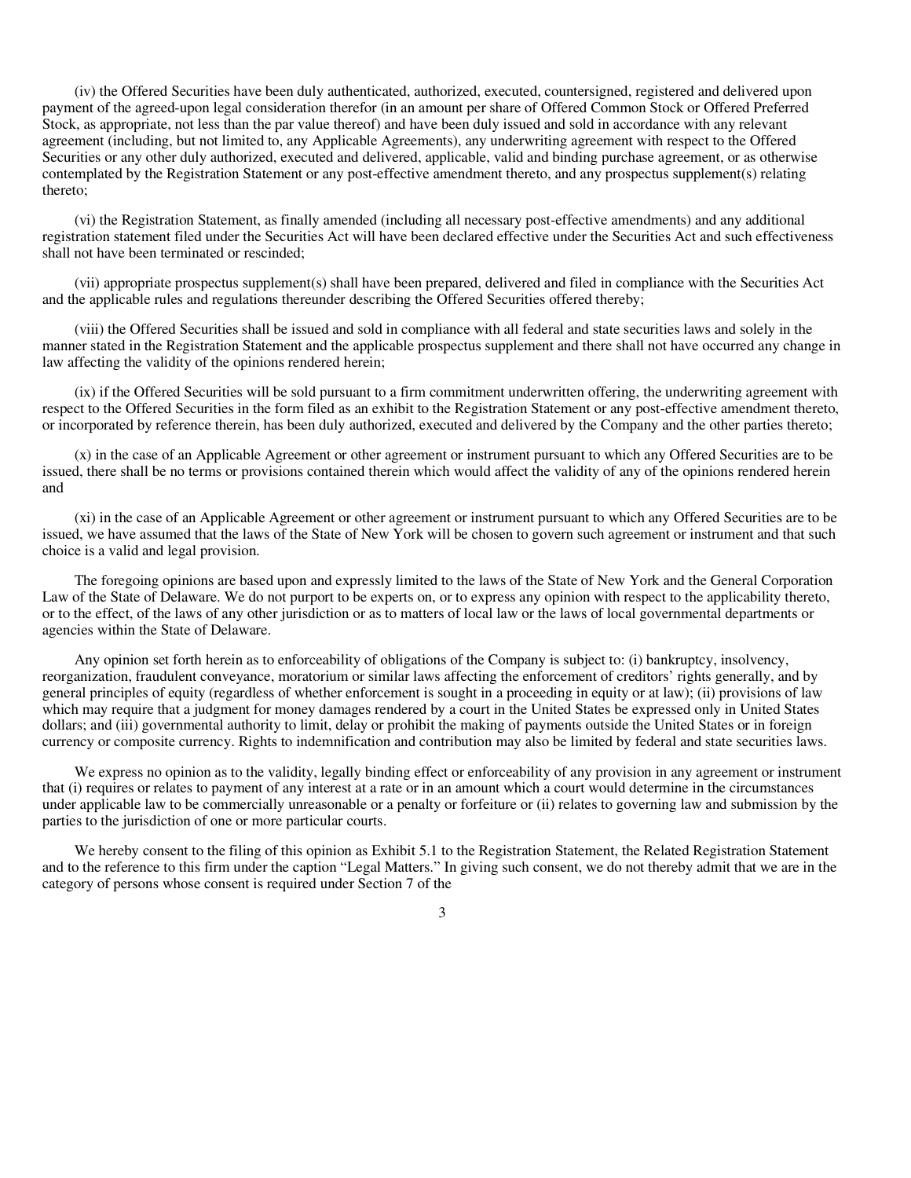(iv) the Offered Securities have been duly authenticated, authorized, executed, countersigned, registered and delivered upon payment of the agreed-upon legal consideration therefor (in an amount per share of Offered Common Stock or Offered Preferred Stock, as appropriate, not less than the par value thereof) and have been duly issued and sold in accordance with any relevant agreement (including, but not limited to, any Applicable Agreements), any underwriting agreement with respect to the Offered Securities or any other duly authorized, executed and delivered, applicable, valid and binding purchase agreement, or as otherwise contemplated by the Registration Statement or any post-effective amendment thereto, and any prospectus supplement(s) relating thereto;

(vi) the Registration Statement, as finally amended (including all necessary post-effective amendments) and any additional registration statement filed under the Securities Act will have been declared effective under the Securities Act and such effectiveness shall not have been terminated or rescinded;

(vii) appropriate prospectus supplement(s) shall have been prepared, delivered and filed in compliance with the Securities Act and the applicable rules and regulations thereunder describing the Offered Securities offered thereby;

(viii) the Offered Securities shall be issued and sold in compliance with all federal and state securities laws and solely in the manner stated in the Registration Statement and the applicable prospectus supplement and there shall not have occurred any change in law affecting the validity of the opinions rendered herein;

(ix) if the Offered Securities will be sold pursuant to a firm commitment underwritten offering, the underwriting agreement with respect to the Offered Securities in the form filed as an exhibit to the Registration Statement or any post-effective amendment thereto, or incorporated by reference therein, has been duly authorized, executed and delivered by the Company and the other parties thereto;

(x) in the case of an Applicable Agreement or other agreement or instrument pursuant to which any Offered Securities are to be issued, there shall be no terms or provisions contained therein which would affect the validity of any of the opinions rendered herein and

(xi) in the case of an Applicable Agreement or other agreement or instrument pursuant to which any Offered Securities are to be issued, we have assumed that the laws of the State of New York will be chosen to govern such agreement or instrument and that such choice is a valid and legal provision.

The foregoing opinions are based upon and expressly limited to the laws of the State of New York and the General Corporation Law of the State of Delaware. We do not purport to be experts on, or to express any opinion with respect to the applicability thereto, or to the effect, of the laws of any other jurisdiction or as to matters of local law or the laws of local governmental departments or agencies within the State of Delaware.

Any opinion set forth herein as to enforceability of obligations of the Company is subject to: (i) bankruptcy, insolvency, reorganization, fraudulent conveyance, moratorium or similar laws affecting the enforcement of creditors' rights generally, and by general principles of equity (regardless of whether enforcement is sought in a proceeding in equity or at law); (ii) provisions of law which may require that a judgment for money damages rendered by a court in the United States be expressed only in United States dollars; and (iii) governmental authority to limit, delay or prohibit the making of payments outside the United States or in foreign currency or composite currency. Rights to indemnification and contribution may also be limited by federal and state securities laws.

We express no opinion as to the validity, legally binding effect or enforceability of any provision in any agreement or instrument that (i) requires or relates to payment of any interest at a rate or in an amount which a court would determine in the circumstances under applicable law to be commercially unreasonable or a penalty or forfeiture or (ii) relates to governing law and submission by the parties to the jurisdiction of one or more particular courts.

We hereby consent to the filing of this opinion as Exhibit 5.1 to the Registration Statement, the Related Registration Statement and to the reference to this firm under the caption "Legal Matters." In giving such consent, we do not thereby admit that we are in the category of persons whose consent is required under Section 7 of the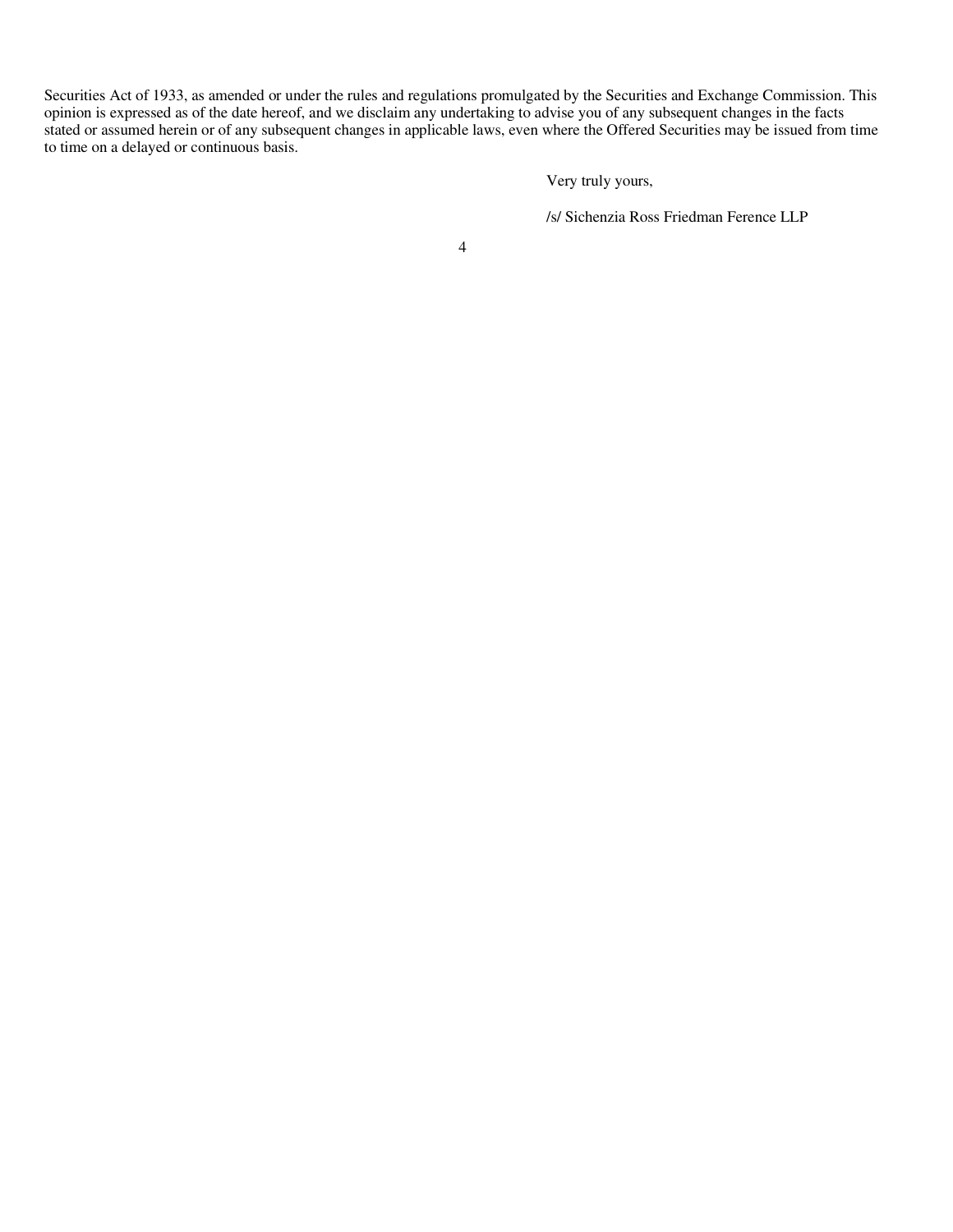Securities Act of 1933, as amended or under the rules and regulations promulgated by the Securities and Exchange Commission. This opinion is expressed as of the date hereof, and we disclaim any undertaking to advise you of any subsequent changes in the facts stated or assumed herein or of any subsequent changes in applicable laws, even where the Offered Securities may be issued from time to time on a delayed or continuous basis.

Very truly yours,

/s/ Sichenzia Ross Friedman Ference LLP